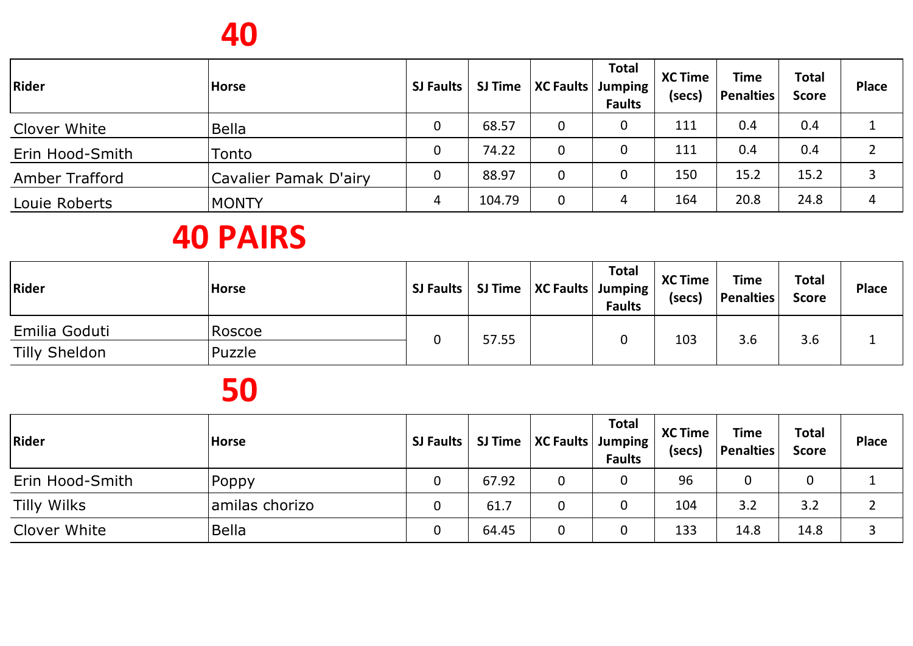# 40

| Rider | Horse | SJ Faults | SJ Time | XC Faults | Total Jumping Faults | XC Time (secs) | Time Penalties | Total Score | Place |
|---|---|---|---|---|---|---|---|---|---|
| Clover White | Bella | 0 | 68.57 | 0 | 0 | 111 | 0.4 | 0.4 | 1 |
| Erin Hood-Smith | Tonto | 0 | 74.22 | 0 | 0 | 111 | 0.4 | 0.4 | 2 |
| Amber Trafford | Cavalier Pamak D'airy | 0 | 88.97 | 0 | 0 | 150 | 15.2 | 15.2 | 3 |
| Louie Roberts | MONTY | 4 | 104.79 | 0 | 4 | 164 | 20.8 | 24.8 | 4 |

# 40 PAIRS

| Rider | Horse | SJ Faults | SJ Time | XC Faults | Total Jumping Faults | XC Time (secs) | Time Penalties | Total Score | Place |
|---|---|---|---|---|---|---|---|---|---|
| Emilia Goduti | Roscoe | 0 | 57.55 | | 0 | 103 | 3.6 | 3.6 | 1 |
| Tilly Sheldon | Puzzle | | | | | | | | |

# 50

| Rider | Horse | SJ Faults | SJ Time | XC Faults | Total Jumping Faults | XC Time (secs) | Time Penalties | Total Score | Place |
|---|---|---|---|---|---|---|---|---|---|
| Erin Hood-Smith | Poppy | 0 | 67.92 | 0 | 0 | 96 | 0 | 0 | 1 |
| Tilly Wilks | amilas chorizo | 0 | 61.7 | 0 | 0 | 104 | 3.2 | 3.2 | 2 |
| Clover White | Bella | 0 | 64.45 | 0 | 0 | 133 | 14.8 | 14.8 | 3 |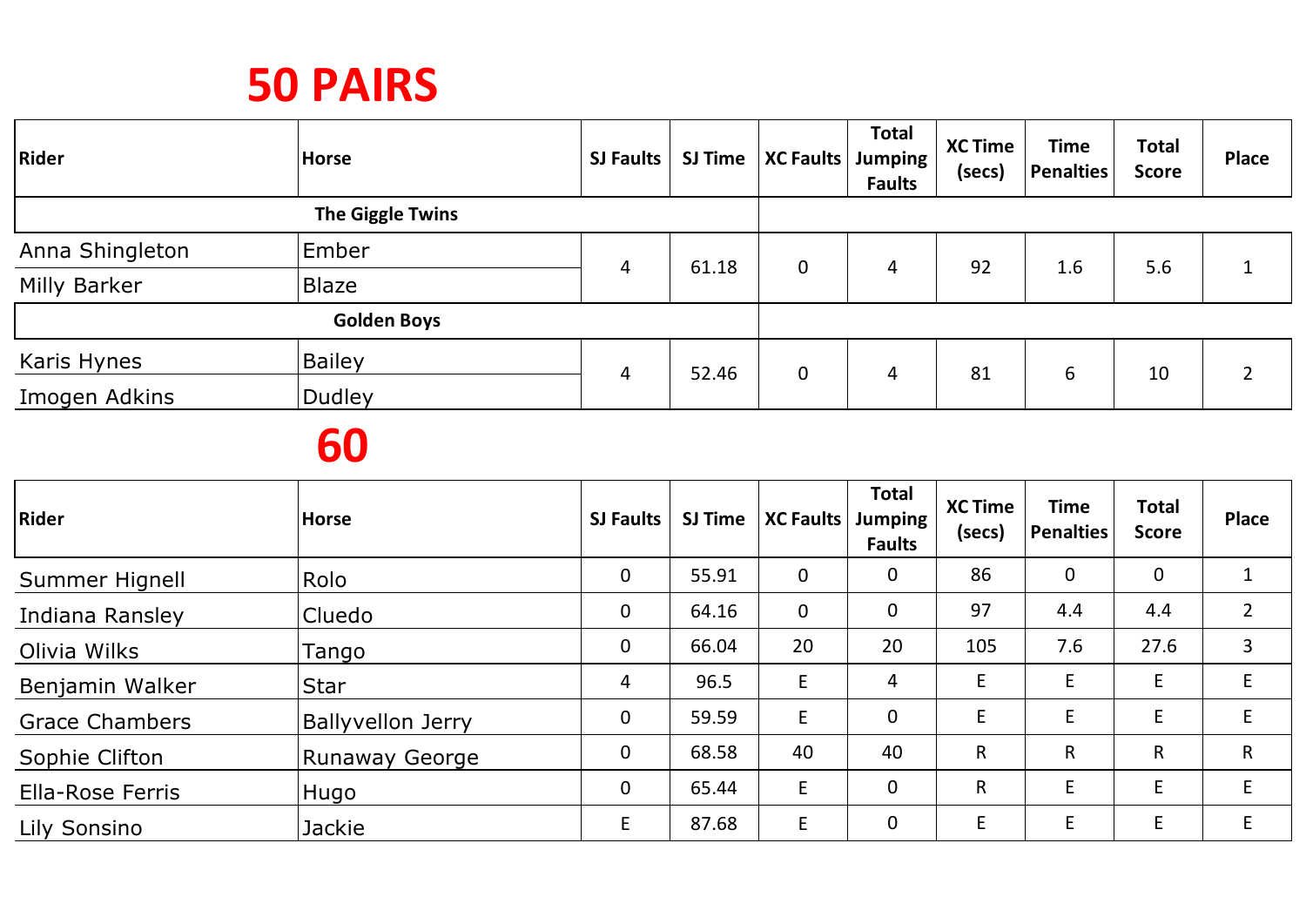# 50 PAIRS

| Rider | Horse | SJ Faults | SJ Time | XC Faults | Total Jumping Faults | XC Time (secs) | Time Penalties | Total Score | Place |
|---|---|---|---|---|---|---|---|---|---|
| **The Giggle Twins** | | | | | | | | | |
| Anna Shingleton | Ember | 4 | 61.18 | 0 | 4 | 92 | 1.6 | 5.6 | 1 |
| Milly Barker | Blaze | | | | | | | | |
| **Golden Boys** | | | | | | | | | |
| Karis Hynes | Bailey | 4 | 52.46 | 0 | 4 | 81 | 6 | 10 | 2 |
| Imogen Adkins | Dudley | | | | | | | | |

# 60

| Rider | Horse | SJ Faults | SJ Time | XC Faults | Total Jumping Faults | XC Time (secs) | Time Penalties | Total Score | Place |
|---|---|---|---|---|---|---|---|---|---|
| Summer Hignell | Rolo | 0 | 55.91 | 0 | 0 | 86 | 0 | 0 | 1 |
| Indiana Ransley | Cluedo | 0 | 64.16 | 0 | 0 | 97 | 4.4 | 4.4 | 2 |
| Olivia Wilks | Tango | 0 | 66.04 | 20 | 20 | 105 | 7.6 | 27.6 | 3 |
| Benjamin Walker | Star | 4 | 96.5 | E | 4 | E | E | E | E |
| Grace Chambers | Ballyvellon Jerry | 0 | 59.59 | E | 0 | E | E | E | E |
| Sophie Clifton | Runaway George | 0 | 68.58 | 40 | 40 | R | R | R | R |
| Ella-Rose Ferris | Hugo | 0 | 65.44 | E | 0 | R | E | E | E |
| Lily Sonsino | Jackie | E | 87.68 | E | 0 | E | E | E | E |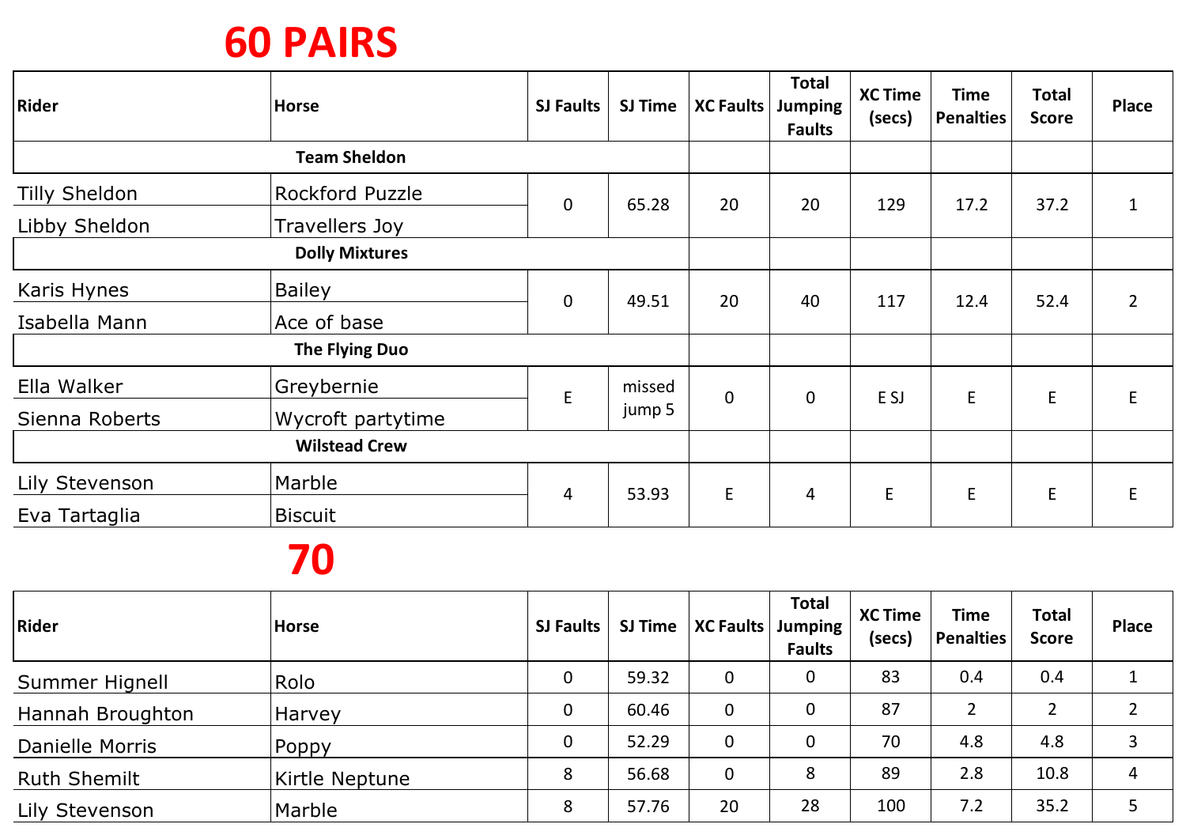# 60 PAIRS

| Rider | Horse | SJ Faults | SJ Time | XC Faults | Total Jumping Faults | XC Time (secs) | Time Penalties | Total Score | Place |
|---|---|---|---|---|---|---|---|---|---|
| **Team Sheldon** | | | | | | | | | |
| Tilly Sheldon | Rockford Puzzle | 0 | 65.28 | 20 | 20 | 129 | 17.2 | 37.2 | 1 |
| Libby Sheldon | Travellers Joy | | | | | | | | |
| **Dolly Mixtures** | | | | | | | | | |
| Karis Hynes | Bailey | 0 | 49.51 | 20 | 40 | 117 | 12.4 | 52.4 | 2 |
| Isabella Mann | Ace of base | | | | | | | | |
| **The Flying Duo** | | | | | | | | | |
| Ella Walker | Greybernie | E | missed jump 5 | 0 | 0 | E SJ | E | E | E |
| Sienna Roberts | Wycroft partytime | | | | | | | | |
| **Wilstead Crew** | | | | | | | | | |
| Lily Stevenson | Marble | 4 | 53.93 | E | 4 | E | E | E | E |
| Eva Tartaglia | Biscuit | | | | | | | | |

# 70

| Rider | Horse | SJ Faults | SJ Time | XC Faults | Total Jumping Faults | XC Time (secs) | Time Penalties | Total Score | Place |
|---|---|---|---|---|---|---|---|---|---|
| Summer Hignell | Rolo | 0 | 59.32 | 0 | 0 | 83 | 0.4 | 0.4 | 1 |
| Hannah Broughton | Harvey | 0 | 60.46 | 0 | 0 | 87 | 2 | 2 | 2 |
| Danielle Morris | Poppy | 0 | 52.29 | 0 | 0 | 70 | 4.8 | 4.8 | 3 |
| Ruth Shemilt | Kirtle Neptune | 8 | 56.68 | 0 | 8 | 89 | 2.8 | 10.8 | 4 |
| Lily Stevenson | Marble | 8 | 57.76 | 20 | 28 | 100 | 7.2 | 35.2 | 5 |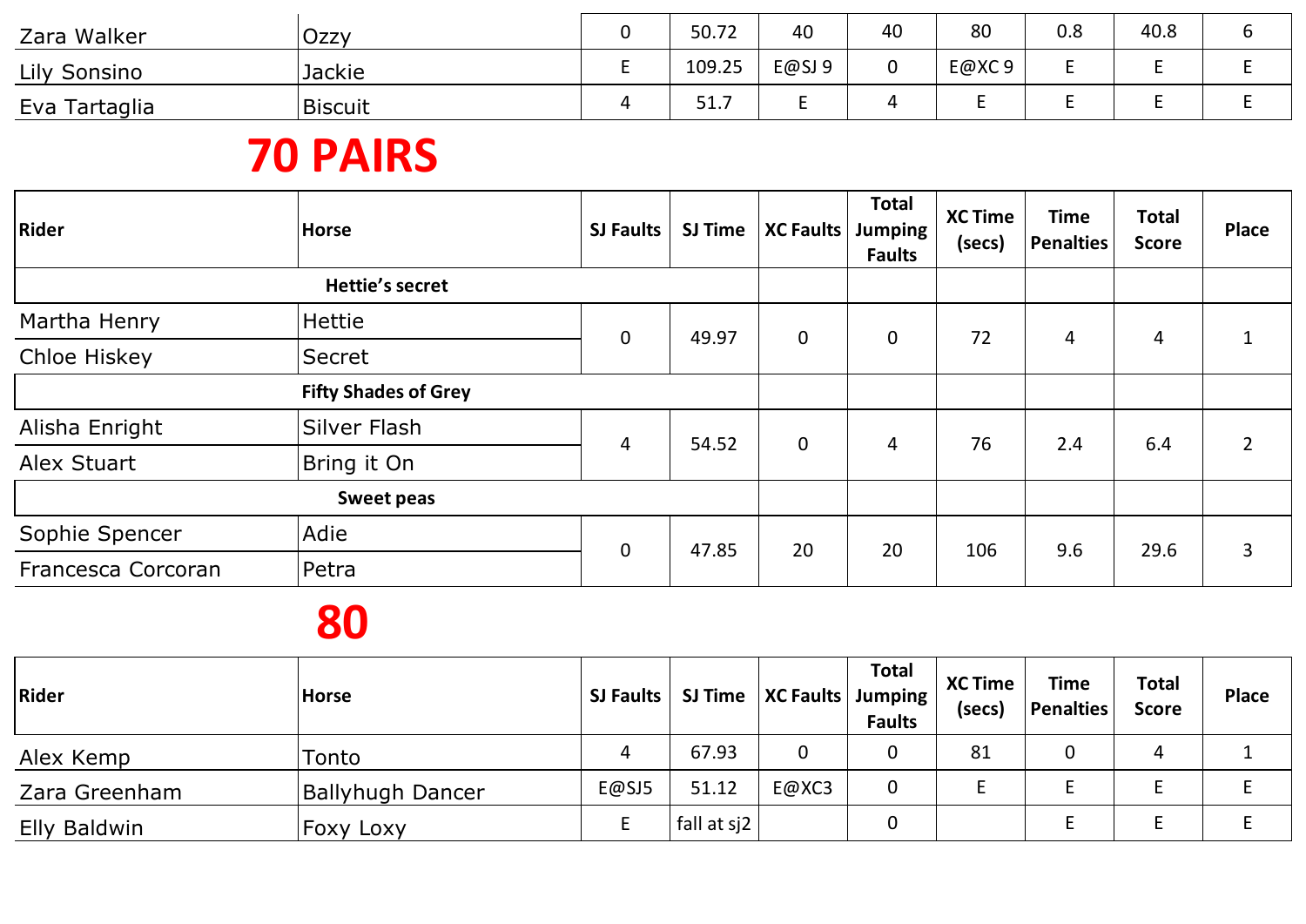| | | | | | | | | | |
|---|---|---|---|---|---|---|---|---|---|
| Zara Walker | Ozzy | 0 | 50.72 | 40 | 40 | 80 | 0.8 | 40.8 | 6 |
| Lily Sonsino | Jackie | E | 109.25 | E@SJ 9 | 0 | E@XC 9 | E | E | E |
| Eva Tartaglia | Biscuit | 4 | 51.7 | E | 4 | E | E | E | E |

## 70 PAIRS

| Rider | Horse | SJ Faults | SJ Time | XC Faults | Total Jumping Faults | XC Time (secs) | Time Penalties | Total Score | Place |
|---|---|---|---|---|---|---|---|---|---|
| **Hettie's secret** | | | | | | | | | |
| Martha Henry | Hettie | 0 | 49.97 | 0 | 0 | 72 | 4 | 4 | 1 |
| Chloe Hiskey | Secret | | | | | | | | |
| **Fifty Shades of Grey** | | | | | | | | | |
| Alisha Enright | Silver Flash | 4 | 54.52 | 0 | 4 | 76 | 2.4 | 6.4 | 2 |
| Alex Stuart | Bring it On | | | | | | | | |
| **Sweet peas** | | | | | | | | | |
| Sophie Spencer | Adie | 0 | 47.85 | 20 | 20 | 106 | 9.6 | 29.6 | 3 |
| Francesca Corcoran | Petra | | | | | | | | |

## 80

| Rider | Horse | SJ Faults | SJ Time | XC Faults | Total Jumping Faults | XC Time (secs) | Time Penalties | Total Score | Place |
|---|---|---|---|---|---|---|---|---|---|
| Alex Kemp | Tonto | 4 | 67.93 | 0 | 0 | 81 | 0 | 4 | 1 |
| Zara Greenham | Ballyhugh Dancer | E@SJ5 | 51.12 | E@XC3 | 0 | E | E | E | E |
| Elly Baldwin | Foxy Loxy | E | fall at sj2 | | 0 | | E | E | E |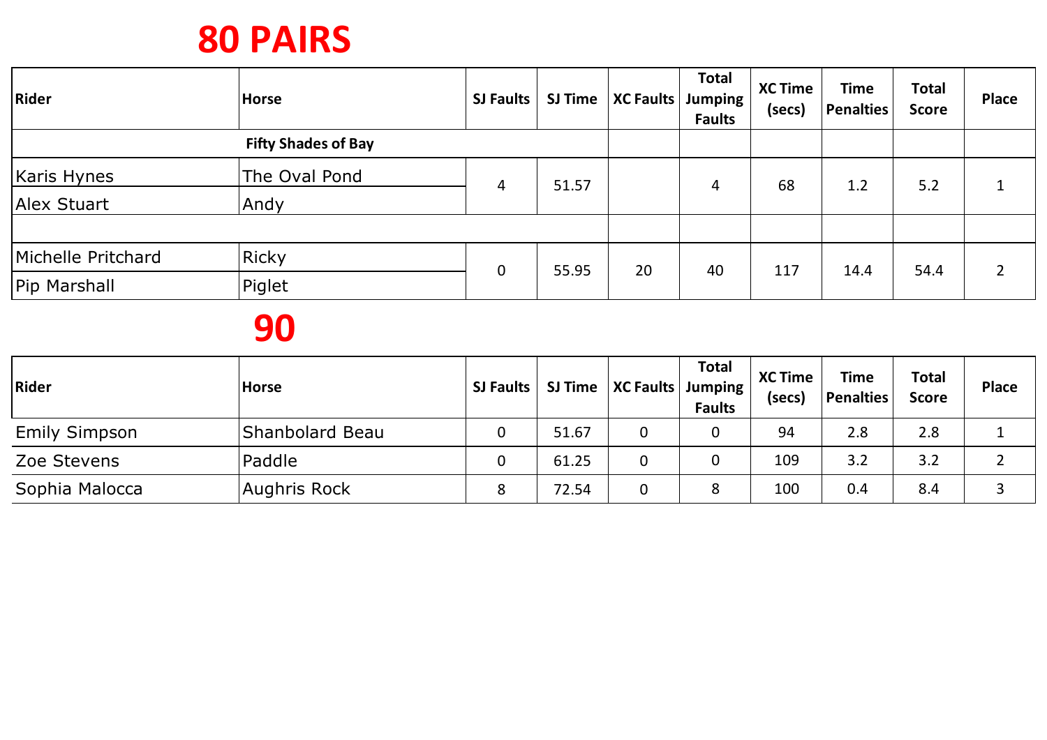# 80 PAIRS

| Rider | Horse | SJ Faults | SJ Time | XC Faults | Total Jumping Faults | XC Time (secs) | Time Penalties | Total Score | Place |
|---|---|---|---|---|---|---|---|---|---|
| **Fifty Shades of Bay** | | | | | | | | | |
| Karis Hynes | The Oval Pond | 4 | 51.57 | | 4 | 68 | 1.2 | 5.2 | 1 |
| Alex Stuart | Andy | | | | | | | | |
| | | | | | | | | | |
| Michelle Pritchard | Ricky | 0 | 55.95 | 20 | 40 | 117 | 14.4 | 54.4 | 2 |
| Pip Marshall | Piglet | | | | | | | | |

# 90

| Rider | Horse | SJ Faults | SJ Time | XC Faults | Total Jumping Faults | XC Time (secs) | Time Penalties | Total Score | Place |
|---|---|---|---|---|---|---|---|---|---|
| Emily Simpson | Shanbolard Beau | 0 | 51.67 | 0 | 0 | 94 | 2.8 | 2.8 | 1 |
| Zoe Stevens | Paddle | 0 | 61.25 | 0 | 0 | 109 | 3.2 | 3.2 | 2 |
| Sophia Malocca | Aughris Rock | 8 | 72.54 | 0 | 8 | 100 | 0.4 | 8.4 | 3 |